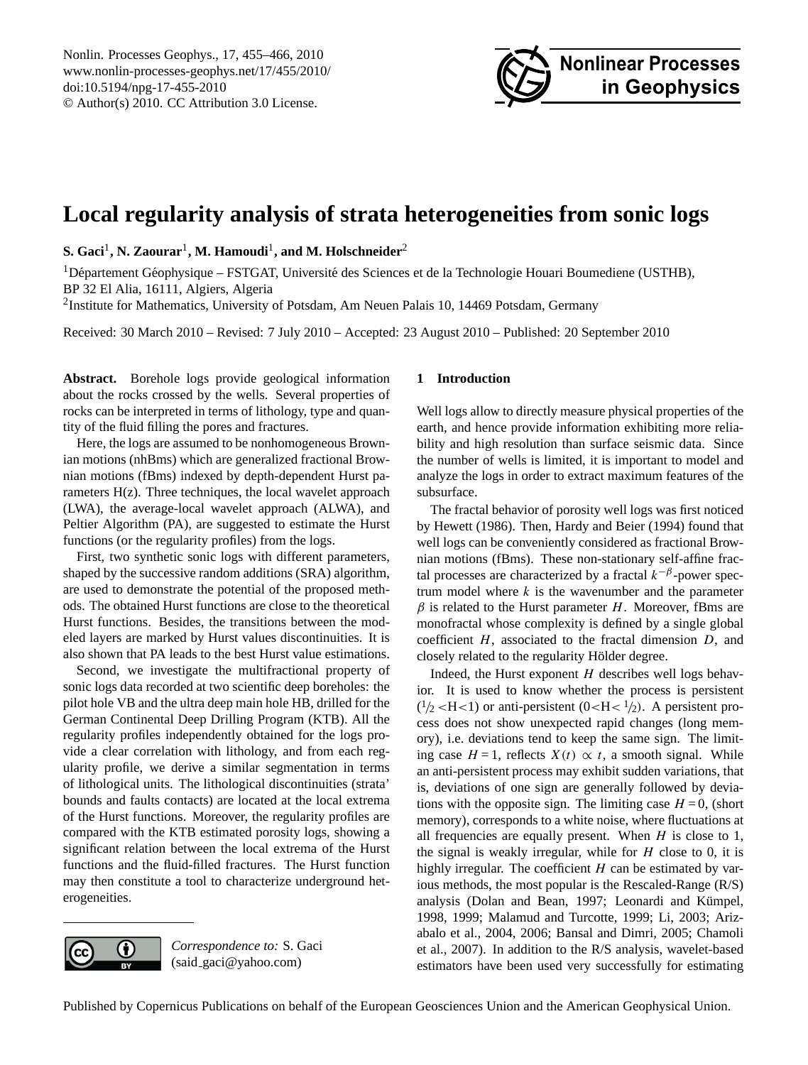# Local regularity analysis of strata heterogeneities from sonic logs

**S. Gaci**[1], **N. Zaourar**[1], **M. Hamoudi**[1], **and M. Holschneider**[2]

[1]Département Géophysique – FSTGAT, Université des Sciences et de la Technologie Houari Boumediene (USTHB), BP 32 El Alia, 16111, Algiers, Algeria

[2]Institute for Mathematics, University of Potsdam, Am Neuen Palais 10, 14469 Potsdam, Germany

Received: 30 March 2010 – Revised: 7 July 2010 – Accepted: 23 August 2010 – Published: 20 September 2010

**Abstract.** Borehole logs provide geological information about the rocks crossed by the wells. Several properties of rocks can be interpreted in terms of lithology, type and quantity of the fluid filling the pores and fractures.

Here, the logs are assumed to be nonhomogeneous Brownian motions (nhBms) which are generalized fractional Brownian motions (fBms) indexed by depth-dependent Hurst parameters H(z). Three techniques, the local wavelet approach (LWA), the average-local wavelet approach (ALWA), and Peltier Algorithm (PA), are suggested to estimate the Hurst functions (or the regularity profiles) from the logs.

First, two synthetic sonic logs with different parameters, shaped by the successive random additions (SRA) algorithm, are used to demonstrate the potential of the proposed methods. The obtained Hurst functions are close to the theoretical Hurst functions. Besides, the transitions between the modeled layers are marked by Hurst values discontinuities. It is also shown that PA leads to the best Hurst value estimations.

Second, we investigate the multifractional property of sonic logs data recorded at two scientific deep boreholes: the pilot hole VB and the ultra deep main hole HB, drilled for the German Continental Deep Drilling Program (KTB). All the regularity profiles independently obtained for the logs provide a clear correlation with lithology, and from each regularity profile, we derive a similar segmentation in terms of lithological units. The lithological discontinuities (strata' bounds and faults contacts) are located at the local extrema of the Hurst functions. Moreover, the regularity profiles are compared with the KTB estimated porosity logs, showing a significant relation between the local extrema of the Hurst functions and the fluid-filled fractures. The Hurst function may then constitute a tool to characterize underground heterogeneities.

*Correspondence to:* S. Gaci (said_gaci@yahoo.com)

## 1 Introduction

Well logs allow to directly measure physical properties of the earth, and hence provide information exhibiting more reliability and high resolution than surface seismic data. Since the number of wells is limited, it is important to model and analyze the logs in order to extract maximum features of the subsurface.

The fractal behavior of porosity well logs was first noticed by Hewett (1986). Then, Hardy and Beier (1994) found that well logs can be conveniently considered as fractional Brownian motions (fBms). These non-stationary self-affine fractal processes are characterized by a fractal $k^{-\beta}$-power spectrum model where $k$ is the wavenumber and the parameter $\beta$ is related to the Hurst parameter $H$. Moreover, fBms are monofractal whose complexity is defined by a single global coefficient $H$, associated to the fractal dimension $D$, and closely related to the regularity Hölder degree.

Indeed, the Hurst exponent $H$ describes well logs behavior. It is used to know whether the process is persistent ($1/2 < H < 1$) or anti-persistent ($0 < H < 1/2$). A persistent process does not show unexpected rapid changes (long memory), i.e. deviations tend to keep the same sign. The limiting case $H = 1$, reflects $X(t) \propto t$, a smooth signal. While an anti-persistent process may exhibit sudden variations, that is, deviations of one sign are generally followed by deviations with the opposite sign. The limiting case $H = 0$, (short memory), corresponds to a white noise, where fluctuations at all frequencies are equally present. When $H$ is close to 1, the signal is weakly irregular, while for $H$ close to 0, it is highly irregular. The coefficient $H$ can be estimated by various methods, the most popular is the Rescaled-Range (R/S) analysis (Dolan and Bean, 1997; Leonardi and Kümpel, 1998, 1999; Malamud and Turcotte, 1999; Li, 2003; Arizabalo et al., 2004, 2006; Bansal and Dimri, 2005; Chamoli et al., 2007). In addition to the R/S analysis, wavelet-based estimators have been used very successfully for estimating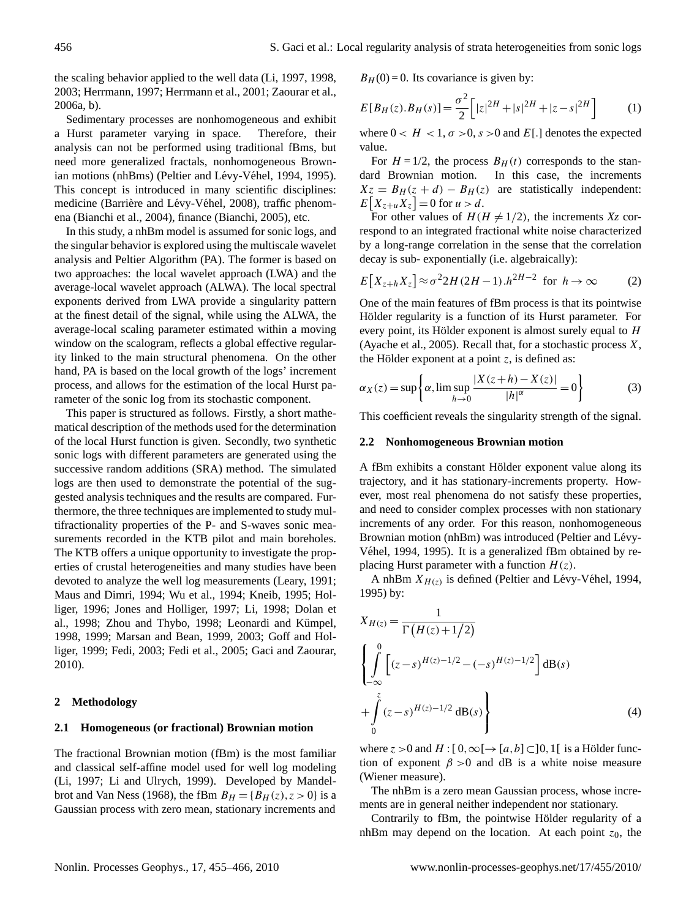the scaling behavior applied to the well data (Li, 1997, 1998, 2003; Herrmann, 1997; Herrmann et al., 2001; Zaourar et al., 2006a, b).

Sedimentary processes are nonhomogeneous and exhibit a Hurst parameter varying in space. Therefore, their analysis can not be performed using traditional fBms, but need more generalized fractals, nonhomogeneous Brownian motions (nhBms) (Peltier and Lévy-Véhel, 1994, 1995). This concept is introduced in many scientific disciplines: medicine (Barrière and Lévy-Véhel, 2008), traffic phenomena (Bianchi et al., 2004), finance (Bianchi, 2005), etc.

In this study, a nhBm model is assumed for sonic logs, and the singular behavior is explored using the multiscale wavelet analysis and Peltier Algorithm (PA). The former is based on two approaches: the local wavelet approach (LWA) and the average-local wavelet approach (ALWA). The local spectral exponents derived from LWA provide a singularity pattern at the finest detail of the signal, while using the ALWA, the average-local scaling parameter estimated within a moving window on the scalogram, reflects a global effective regularity linked to the main structural phenomena. On the other hand, PA is based on the local growth of the logs' increment process, and allows for the estimation of the local Hurst parameter of the sonic log from its stochastic component.

This paper is structured as follows. Firstly, a short mathematical description of the methods used for the determination of the local Hurst function is given. Secondly, two synthetic sonic logs with different parameters are generated using the successive random additions (SRA) method. The simulated logs are then used to demonstrate the potential of the suggested analysis techniques and the results are compared. Furthermore, the three techniques are implemented to study multifractionality properties of the P- and S-waves sonic measurements recorded in the KTB pilot and main boreholes. The KTB offers a unique opportunity to investigate the properties of crustal heterogeneities and many studies have been devoted to analyze the well log measurements (Leary, 1991; Maus and Dimri, 1994; Wu et al., 1994; Kneib, 1995; Holliger, 1996; Jones and Holliger, 1997; Li, 1998; Dolan et al., 1998; Zhou and Thybo, 1998; Leonardi and Kümpel, 1998, 1999; Marsan and Bean, 1999, 2003; Goff and Holliger, 1999; Fedi, 2003; Fedi et al., 2005; Gaci and Zaourar, 2010).

## 2 Methodology

### 2.1 Homogeneous (or fractional) Brownian motion

The fractional Brownian motion (fBm) is the most familiar and classical self-affine model used for well log modeling (Li, 1997; Li and Ulrych, 1999). Developed by Mandelbrot and Van Ness (1968), the fBm $B_H = \{B_H(z), z > 0\}$ is a Gaussian process with zero mean, stationary increments and $B_H(0) = 0$. Its covariance is given by:

$$E[B_H(z).B_H(s)] = \frac{\sigma^2}{2}\left[|z|^{2H} + |s|^{2H} + |z-s|^{2H}\right] \tag{1}$$

where $0 < H < 1$, $\sigma > 0$, $s > 0$ and $E[.]$ denotes the expected value.

For $H = 1/2$, the process $B_H(t)$ corresponds to the standard Brownian motion. In this case, the increments $Xz = B_H(z+d) - B_H(z)$ are statistically independent: $E\left[X_{z+u}X_z\right] = 0$ for $u > d$.

For other values of $H (H \neq 1/2)$, the increments $Xz$ correspond to an integrated fractional white noise characterized by a long-range correlation in the sense that the correlation decay is sub- exponentially (i.e. algebraically):

$$E\left[X_{z+h}X_z\right] \approx \sigma^2 2H(2H-1).h^{2H-2} \quad \text{for } h \to \infty \tag{2}$$

One of the main features of fBm process is that its pointwise Hölder regularity is a function of its Hurst parameter. For every point, its Hölder exponent is almost surely equal to $H$ (Ayache et al., 2005). Recall that, for a stochastic process $X$, the Hölder exponent at a point $z$, is defined as:

$$\alpha_X(z) = \sup\left\{\alpha, \limsup_{h \to 0} \frac{|X(z+h) - X(z)|}{|h|^{\alpha}} = 0\right\} \tag{3}$$

This coefficient reveals the singularity strength of the signal.

### 2.2 Nonhomogeneous Brownian motion

A fBm exhibits a constant Hölder exponent value along its trajectory, and it has stationary-increments property. However, most real phenomena do not satisfy these properties, and need to consider complex processes with non stationary increments of any order. For this reason, nonhomogeneous Brownian motion (nhBm) was introduced (Peltier and Lévy-Véhel, 1994, 1995). It is a generalized fBm obtained by replacing Hurst parameter with a function $H(z)$.

A nhBm $X_{H(z)}$ is defined (Peltier and Lévy-Véhel, 1994, 1995) by:

$$X_{H(z)} = \frac{1}{\Gamma\left(H(z)+1/2\right)} \left\{ \int_{-\infty}^{0} \left[(z-s)^{H(z)-1/2} - (-s)^{H(z)-1/2}\right] \mathrm{dB}(s) + \int_{0}^{z} (z-s)^{H(z)-1/2}\, \mathrm{dB}(s) \right\} \tag{4}$$

where $z > 0$ and $H : [0, \infty[ \to [a,b] \subset ]0,1[$ is a Hölder function of exponent $\beta > 0$ and dB is a white noise measure (Wiener measure).

The nhBm is a zero mean Gaussian process, whose increments are in general neither independent nor stationary.

Contrarily to fBm, the pointwise Hölder regularity of a nhBm may depend on the location. At each point $z_0$, the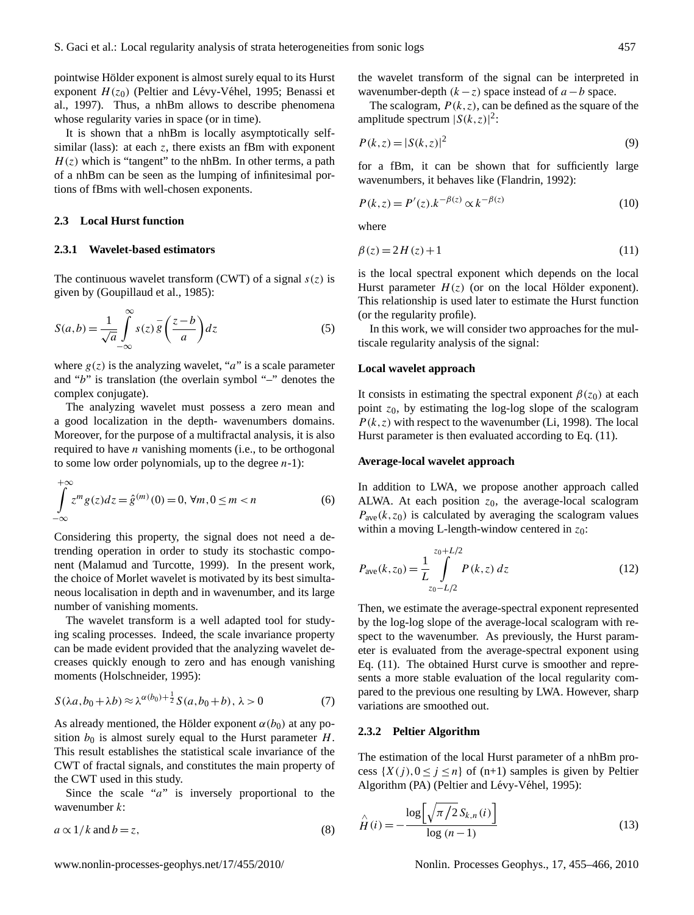pointwise Hölder exponent is almost surely equal to its Hurst exponent $H(z_0)$ (Peltier and Lévy-Véhel, 1995; Benassi et al., 1997). Thus, a nhBm allows to describe phenomena whose regularity varies in space (or in time).

It is shown that a nhBm is locally asymptotically self-similar (lass): at each $z$, there exists an fBm with exponent $H(z)$ which is "tangent" to the nhBm. In other terms, a path of a nhBm can be seen as the lumping of infinitesimal portions of fBms with well-chosen exponents.

### 2.3 Local Hurst function

#### 2.3.1 Wavelet-based estimators

The continuous wavelet transform (CWT) of a signal $s(z)$ is given by (Goupillaud et al., 1985):

$$S(a,b) = \frac{1}{\sqrt{a}} \int_{-\infty}^{\infty} s(z)\, \bar{g}\left(\frac{z-b}{a}\right) dz \tag{5}$$

where $g(z)$ is the analyzing wavelet, "$a$" is a scale parameter and "$b$" is translation (the overlain symbol "–" denotes the complex conjugate).

The analyzing wavelet must possess a zero mean and a good localization in the depth- wavenumbers domains. Moreover, for the purpose of a multifractal analysis, it is also required to have $n$ vanishing moments (i.e., to be orthogonal to some low order polynomials, up to the degree $n$-1):

$$\int_{-\infty}^{+\infty} z^m g(z) dz = \hat{g}^{(m)}(0) = 0,\ \forall m, 0 \leq m < n \tag{6}$$

Considering this property, the signal does not need a detrending operation in order to study its stochastic component (Malamud and Turcotte, 1999). In the present work, the choice of Morlet wavelet is motivated by its best simultaneous localisation in depth and in wavenumber, and its large number of vanishing moments.

The wavelet transform is a well adapted tool for studying scaling processes. Indeed, the scale invariance property can be made evident provided that the analyzing wavelet decreases quickly enough to zero and has enough vanishing moments (Holschneider, 1995):

$$S(\lambda a, b_0 + \lambda b) \approx \lambda^{\alpha(b_0)+\frac{1}{2}} S(a, b_0 + b),\ \lambda > 0 \tag{7}$$

As already mentioned, the Hölder exponent $\alpha(b_0)$ at any position $b_0$ is almost surely equal to the Hurst parameter $H$. This result establishes the statistical scale invariance of the CWT of fractal signals, and constitutes the main property of the CWT used in this study.

Since the scale "$a$" is inversely proportional to the wavenumber $k$:

$$a \propto 1/k \text{ and } b = z, \tag{8}$$

the wavelet transform of the signal can be interpreted in wavenumber-depth $(k-z)$ space instead of $a-b$ space.

The scalogram, $P(k,z)$, can be defined as the square of the amplitude spectrum $|S(k,z)|^2$:

$$P(k,z) = |S(k,z)|^2 \tag{9}$$

for a fBm, it can be shown that for sufficiently large wavenumbers, it behaves like (Flandrin, 1992):

$$P(k,z) = P'(z).k^{-\beta(z)} \propto k^{-\beta(z)} \tag{10}$$

where

$$\beta(z) = 2H(z) + 1 \tag{11}$$

is the local spectral exponent which depends on the local Hurst parameter $H(z)$ (or on the local Hölder exponent). This relationship is used later to estimate the Hurst function (or the regularity profile).

In this work, we will consider two approaches for the multiscale regularity analysis of the signal:

**Local wavelet approach**

It consists in estimating the spectral exponent $\beta(z_0)$ at each point $z_0$, by estimating the log-log slope of the scalogram $P(k,z)$ with respect to the wavenumber (Li, 1998). The local Hurst parameter is then evaluated according to Eq. (11).

**Average-local wavelet approach**

In addition to LWA, we propose another approach called ALWA. At each position $z_0$, the average-local scalogram $P_{\text{ave}}(k,z_0)$ is calculated by averaging the scalogram values within a moving L-length-window centered in $z_0$:

$$P_{\text{ave}}(k,z_0) = \frac{1}{L} \int_{z_0-L/2}^{z_0+L/2} P(k,z)\, dz \tag{12}$$

Then, we estimate the average-spectral exponent represented by the log-log slope of the average-local scalogram with respect to the wavenumber. As previously, the Hurst parameter is evaluated from the average-spectral exponent using Eq. (11). The obtained Hurst curve is smoother and represents a more stable evaluation of the local regularity compared to the previous one resulting by LWA. However, sharp variations are smoothed out.

#### 2.3.2 Peltier Algorithm

The estimation of the local Hurst parameter of a nhBm process $\{X(j), 0 \leq j \leq n\}$ of (n+1) samples is given by Peltier Algorithm (PA) (Peltier and Lévy-Véhel, 1995):

$$\hat{H}(i) = -\frac{\log\left[\sqrt{\pi/2}\, S_{k,n}(i)\right]}{\log\,(n-1)} \tag{13}$$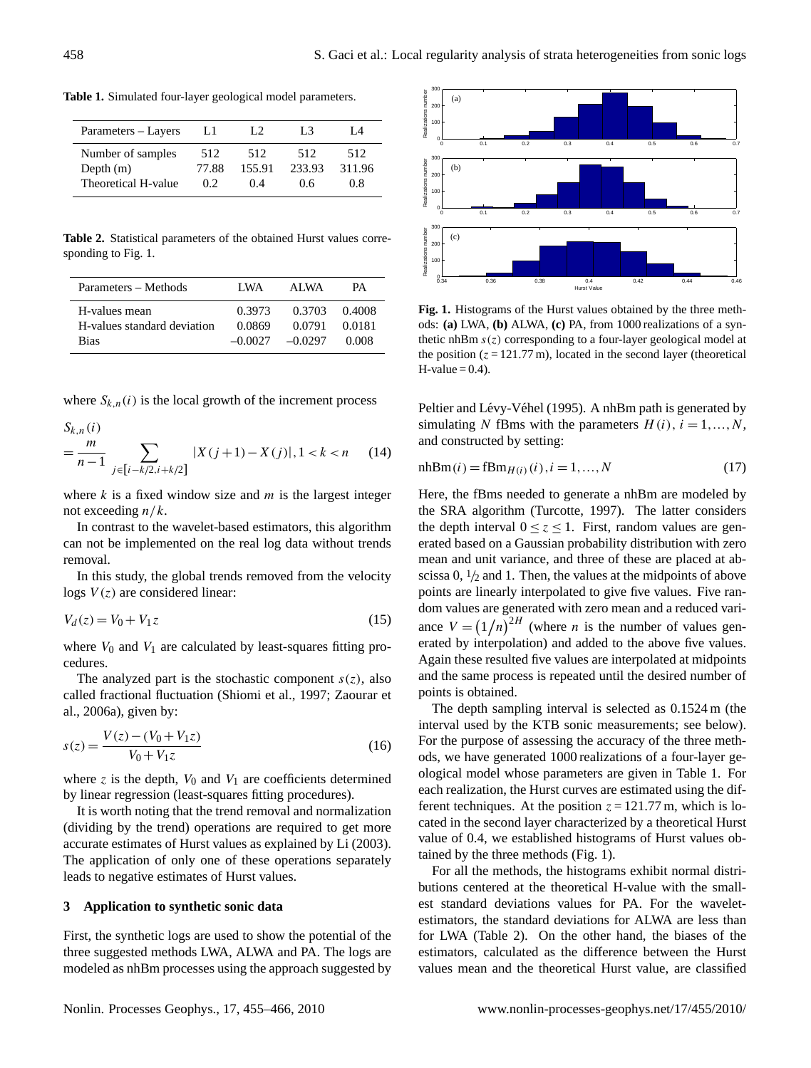**Table 1.** Simulated four-layer geological model parameters.

| Parameters – Layers | L1 | L2 | L3 | L4 |
|---|---|---|---|---|
| Number of samples | 512 | 512 | 512 | 512 |
| Depth (m) | 77.88 | 155.91 | 233.93 | 311.96 |
| Theoretical H-value | 0.2 | 0.4 | 0.6 | 0.8 |

**Table 2.** Statistical parameters of the obtained Hurst values corresponding to Fig. 1.

| Parameters – Methods | LWA | ALWA | PA |
|---|---|---|---|
| H-values mean | 0.3973 | 0.3703 | 0.4008 |
| H-values standard deviation | 0.0869 | 0.0791 | 0.0181 |
| Bias | –0.0027 | –0.0297 | 0.008 |

where $S_{k,n}(i)$ is the local growth of the increment process

$$S_{k,n}(i) = \frac{m}{n-1} \sum_{j \in [i-k/2, i+k/2]} |X(j+1) - X(j)|, 1 < k < n \quad (14)$$

where $k$ is a fixed window size and $m$ is the largest integer not exceeding $n/k$.

In contrast to the wavelet-based estimators, this algorithm can not be implemented on the real log data without trends removal.

In this study, the global trends removed from the velocity logs $V(z)$ are considered linear:

$$V_d(z) = V_0 + V_1 z \quad (15)$$

where $V_0$ and $V_1$ are calculated by least-squares fitting procedures.

The analyzed part is the stochastic component $s(z)$, also called fractional fluctuation (Shiomi et al., 1997; Zaourar et al., 2006a), given by:

$$s(z) = \frac{V(z) - (V_0 + V_1 z)}{V_0 + V_1 z} \quad (16)$$

where $z$ is the depth, $V_0$ and $V_1$ are coefficients determined by linear regression (least-squares fitting procedures).

It is worth noting that the trend removal and normalization (dividing by the trend) operations are required to get more accurate estimates of Hurst values as explained by Li (2003). The application of only one of these operations separately leads to negative estimates of Hurst values.

## 3 Application to synthetic sonic data

First, the synthetic logs are used to show the potential of the three suggested methods LWA, ALWA and PA. The logs are modeled as nhBm processes using the approach suggested by Peltier and Lévy-Véhel (1995). A nhBm path is generated by simulating $N$ fBms with the parameters $H(i)$, $i = 1, \ldots, N$, and constructed by setting:

$$\mathrm{nhBm}(i) = \mathrm{fBm}_{H(i)}(i), i = 1, \ldots, N \quad (17)$$

Here, the fBms needed to generate a nhBm are modeled by the SRA algorithm (Turcotte, 1997). The latter considers the depth interval $0 \leq z \leq 1$. First, random values are generated based on a Gaussian probability distribution with zero mean and unit variance, and three of these are placed at abscissa 0, $1/2$ and 1. Then, the values at the midpoints of above points are linearly interpolated to give five values. Five random values are generated with zero mean and a reduced variance $V = (1/n)^{2H}$ (where $n$ is the number of values generated by interpolation) and added to the above five values. Again these resulted five values are interpolated at midpoints and the same process is repeated until the desired number of points is obtained.

The depth sampling interval is selected as 0.1524 m (the interval used by the KTB sonic measurements; see below). For the purpose of assessing the accuracy of the three methods, we have generated 1000 realizations of a four-layer geological model whose parameters are given in Table 1. For each realization, the Hurst curves are estimated using the different techniques. At the position $z = 121.77$ m, which is located in the second layer characterized by a theoretical Hurst value of 0.4, we established histograms of Hurst values obtained by the three methods (Fig. 1).

For all the methods, the histograms exhibit normal distributions centered at the theoretical H-value with the smallest standard deviations values for PA. For the wavelet-estimators, the standard deviations for ALWA are less than for LWA (Table 2). On the other hand, the biases of the estimators, calculated as the difference between the Hurst values mean and the theoretical Hurst value, are classified

**Fig. 1.** Histograms of the Hurst values obtained by the three methods: **(a)** LWA, **(b)** ALWA, **(c)** PA, from 1000 realizations of a synthetic nhBm $s(z)$ corresponding to a four-layer geological model at the position ($z = 121.77$ m), located in the second layer (theoretical H-value = 0.4).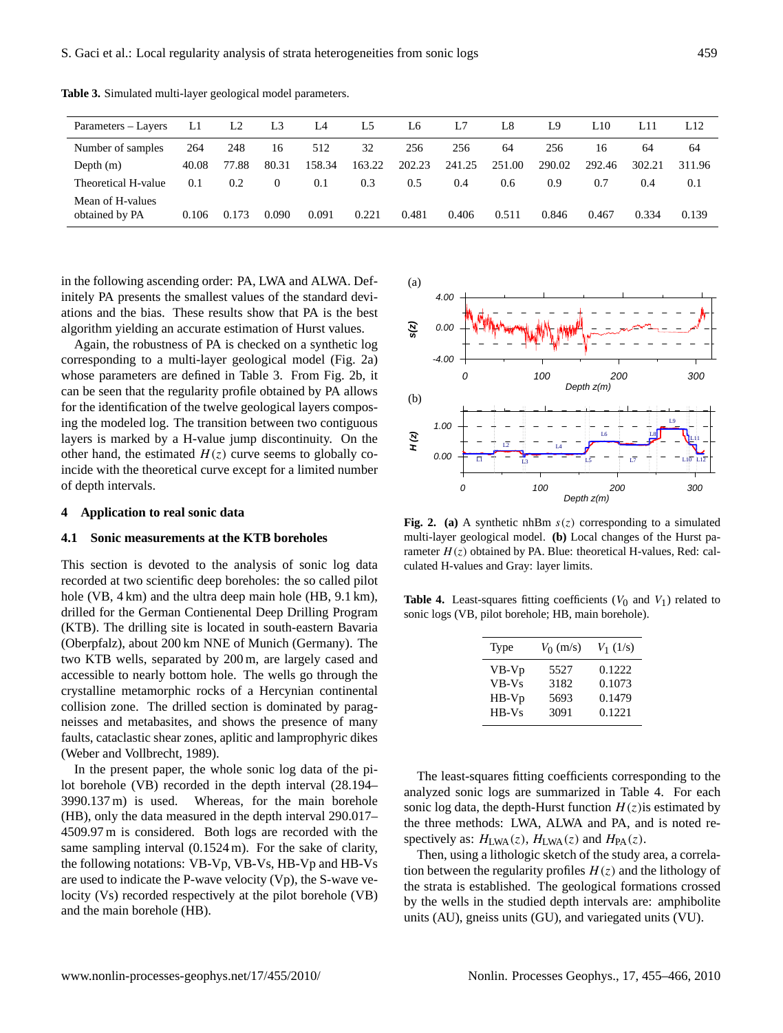**Table 3.** Simulated multi-layer geological model parameters.

| Parameters – Layers | L1 | L2 | L3 | L4 | L5 | L6 | L7 | L8 | L9 | L10 | L11 | L12 |
|---|---|---|---|---|---|---|---|---|---|---|---|---|
| Number of samples | 264 | 248 | 16 | 512 | 32 | 256 | 256 | 64 | 256 | 16 | 64 | 64 |
| Depth (m) | 40.08 | 77.88 | 80.31 | 158.34 | 163.22 | 202.23 | 241.25 | 251.00 | 290.02 | 292.46 | 302.21 | 311.96 |
| Theoretical H-value | 0.1 | 0.2 | 0 | 0.1 | 0.3 | 0.5 | 0.4 | 0.6 | 0.9 | 0.7 | 0.4 | 0.1 |
| Mean of H-values obtained by PA | 0.106 | 0.173 | 0.090 | 0.091 | 0.221 | 0.481 | 0.406 | 0.511 | 0.846 | 0.467 | 0.334 | 0.139 |

in the following ascending order: PA, LWA and ALWA. Definitely PA presents the smallest values of the standard deviations and the bias. These results show that PA is the best algorithm yielding an accurate estimation of Hurst values.

Again, the robustness of PA is checked on a synthetic log corresponding to a multi-layer geological model (Fig. 2a) whose parameters are defined in Table 3. From Fig. 2b, it can be seen that the regularity profile obtained by PA allows for the identification of the twelve geological layers composing the modeled log. The transition between two contiguous layers is marked by a H-value jump discontinuity. On the other hand, the estimated $H(z)$ curve seems to globally coincide with the theoretical curve except for a limited number of depth intervals.

**Fig. 2. (a)** A synthetic nhBm $s(z)$ corresponding to a simulated multi-layer geological model. **(b)** Local changes of the Hurst parameter $H(z)$ obtained by PA. Blue: theoretical H-values, Red: calculated H-values and Gray: layer limits.

## 4 Application to real sonic data

### 4.1 Sonic measurements at the KTB boreholes

This section is devoted to the analysis of sonic log data recorded at two scientific deep boreholes: the so called pilot hole (VB, 4 km) and the ultra deep main hole (HB, 9.1 km), drilled for the German Contienental Deep Drilling Program (KTB). The drilling site is located in south-eastern Bavaria (Oberpfalz), about 200 km NNE of Munich (Germany). The two KTB wells, separated by 200 m, are largely cased and accessible to nearly bottom hole. The wells go through the crystalline metamorphic rocks of a Hercynian continental collision zone. The drilled section is dominated by paragneisses and metabasites, and shows the presence of many faults, cataclastic shear zones, aplitic and lamprophyric dikes (Weber and Vollbrecht, 1989).

In the present paper, the whole sonic log data of the pilot borehole (VB) recorded in the depth interval (28.194–3990.137 m) is used. Whereas, for the main borehole (HB), only the data measured in the depth interval 290.017–4509.97 m is considered. Both logs are recorded with the same sampling interval (0.1524 m). For the sake of clarity, the following notations: VB-Vp, VB-Vs, HB-Vp and HB-Vs are used to indicate the P-wave velocity (Vp), the S-wave velocity (Vs) recorded respectively at the pilot borehole (VB) and the main borehole (HB).

**Table 4.** Least-squares fitting coefficients ($V_0$ and $V_1$) related to sonic logs (VB, pilot borehole; HB, main borehole).

| Type | $V_0$ (m/s) | $V_1$ (1/s) |
|---|---|---|
| VB-Vp | 5527 | 0.1222 |
| VB-Vs | 3182 | 0.1073 |
| HB-Vp | 5693 | 0.1479 |
| HB-Vs | 3091 | 0.1221 |

The least-squares fitting coefficients corresponding to the analyzed sonic logs are summarized in Table 4. For each sonic log data, the depth-Hurst function $H(z)$is estimated by the three methods: LWA, ALWA and PA, and is noted respectively as: $H_{\mathrm{LWA}}(z)$, $H_{\mathrm{LWA}}(z)$ and $H_{\mathrm{PA}}(z)$.

Then, using a lithologic sketch of the study area, a correlation between the regularity profiles $H(z)$ and the lithology of the strata is established. The geological formations crossed by the wells in the studied depth intervals are: amphibolite units (AU), gneiss units (GU), and variegated units (VU).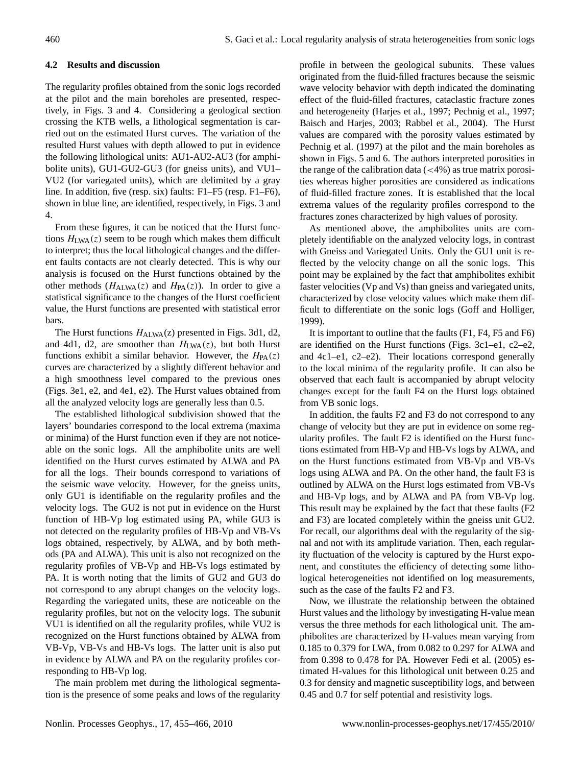### 4.2 Results and discussion

The regularity profiles obtained from the sonic logs recorded at the pilot and the main boreholes are presented, respectively, in Figs. 3 and 4. Considering a geological section crossing the KTB wells, a lithological segmentation is carried out on the estimated Hurst curves. The variation of the resulted Hurst values with depth allowed to put in evidence the following lithological units: AU1-AU2-AU3 (for amphibolite units), GU1-GU2-GU3 (for gneiss units), and VU1–VU2 (for variegated units), which are delimited by a gray line. In addition, five (resp. six) faults: F1–F5 (resp. F1–F6), shown in blue line, are identified, respectively, in Figs. 3 and 4.

From these figures, it can be noticed that the Hurst functions $H_{\mathrm{LWA}}(z)$ seem to be rough which makes them difficult to interpret; thus the local lithological changes and the different faults contacts are not clearly detected. This is why our analysis is focused on the Hurst functions obtained by the other methods ($H_{\mathrm{ALWA}}(z)$ and $H_{\mathrm{PA}}(z)$). In order to give a statistical significance to the changes of the Hurst coefficient value, the Hurst functions are presented with statistical error bars.

The Hurst functions $H_{\mathrm{ALWA}}$(z) presented in Figs. 3d1, d2, and 4d1, d2, are smoother than $H_{\mathrm{LWA}}(z)$, but both Hurst functions exhibit a similar behavior. However, the $H_{\mathrm{PA}}(z)$ curves are characterized by a slightly different behavior and a high smoothness level compared to the previous ones (Figs. 3e1, e2, and 4e1, e2). The Hurst values obtained from all the analyzed velocity logs are generally less than 0.5.

The established lithological subdivision showed that the layers' boundaries correspond to the local extrema (maxima or minima) of the Hurst function even if they are not noticeable on the sonic logs. All the amphibolite units are well identified on the Hurst curves estimated by ALWA and PA for all the logs. Their bounds correspond to variations of the seismic wave velocity. However, for the gneiss units, only GU1 is identifiable on the regularity profiles and the velocity logs. The GU2 is not put in evidence on the Hurst function of HB-Vp log estimated using PA, while GU3 is not detected on the regularity profiles of HB-Vp and VB-Vs logs obtained, respectively, by ALWA, and by both methods (PA and ALWA). This unit is also not recognized on the regularity profiles of VB-Vp and HB-Vs logs estimated by PA. It is worth noting that the limits of GU2 and GU3 do not correspond to any abrupt changes on the velocity logs. Regarding the variegated units, these are noticeable on the regularity profiles, but not on the velocity logs. The subunit VU1 is identified on all the regularity profiles, while VU2 is recognized on the Hurst functions obtained by ALWA from VB-Vp, VB-Vs and HB-Vs logs. The latter unit is also put in evidence by ALWA and PA on the regularity profiles corresponding to HB-Vp log.

The main problem met during the lithological segmentation is the presence of some peaks and lows of the regularity profile in between the geological subunits. These values originated from the fluid-filled fractures because the seismic wave velocity behavior with depth indicated the dominating effect of the fluid-filled fractures, cataclastic fracture zones and heterogeneity (Harjes et al., 1997; Pechnig et al., 1997; Baisch and Harjes, 2003; Rabbel et al., 2004). The Hurst values are compared with the porosity values estimated by Pechnig et al. (1997) at the pilot and the main boreholes as shown in Figs. 5 and 6. The authors interpreted porosities in the range of the calibration data ($<$4%) as true matrix porosities whereas higher porosities are considered as indications of fluid-filled fracture zones. It is established that the local extrema values of the regularity profiles correspond to the fractures zones characterized by high values of porosity.

As mentioned above, the amphibolites units are completely identifiable on the analyzed velocity logs, in contrast with Gneiss and Variegated Units. Only the GU1 unit is reflected by the velocity change on all the sonic logs. This point may be explained by the fact that amphibolites exhibit faster velocities (Vp and Vs) than gneiss and variegated units, characterized by close velocity values which make them difficult to differentiate on the sonic logs (Goff and Holliger, 1999).

It is important to outline that the faults (F1, F4, F5 and F6) are identified on the Hurst functions (Figs. 3c1–e1, c2–e2, and 4c1–e1, c2–e2). Their locations correspond generally to the local minima of the regularity profile. It can also be observed that each fault is accompanied by abrupt velocity changes except for the fault F4 on the Hurst logs obtained from VB sonic logs.

In addition, the faults F2 and F3 do not correspond to any change of velocity but they are put in evidence on some regularity profiles. The fault F2 is identified on the Hurst functions estimated from HB-Vp and HB-Vs logs by ALWA, and on the Hurst functions estimated from VB-Vp and VB-Vs logs using ALWA and PA. On the other hand, the fault F3 is outlined by ALWA on the Hurst logs estimated from VB-Vs and HB-Vp logs, and by ALWA and PA from VB-Vp log. This result may be explained by the fact that these faults (F2 and F3) are located completely within the gneiss unit GU2. For recall, our algorithms deal with the regularity of the signal and not with its amplitude variation. Then, each regularity fluctuation of the velocity is captured by the Hurst exponent, and constitutes the efficiency of detecting some lithological heterogeneities not identified on log measurements, such as the case of the faults F2 and F3.

Now, we illustrate the relationship between the obtained Hurst values and the lithology by investigating H-value mean versus the three methods for each lithological unit. The amphibolites are characterized by H-values mean varying from 0.185 to 0.379 for LWA, from 0.082 to 0.297 for ALWA and from 0.398 to 0.478 for PA. However Fedi et al. (2005) estimated H-values for this lithological unit between 0.25 and 0.3 for density and magnetic susceptibility logs, and between 0.45 and 0.7 for self potential and resistivity logs.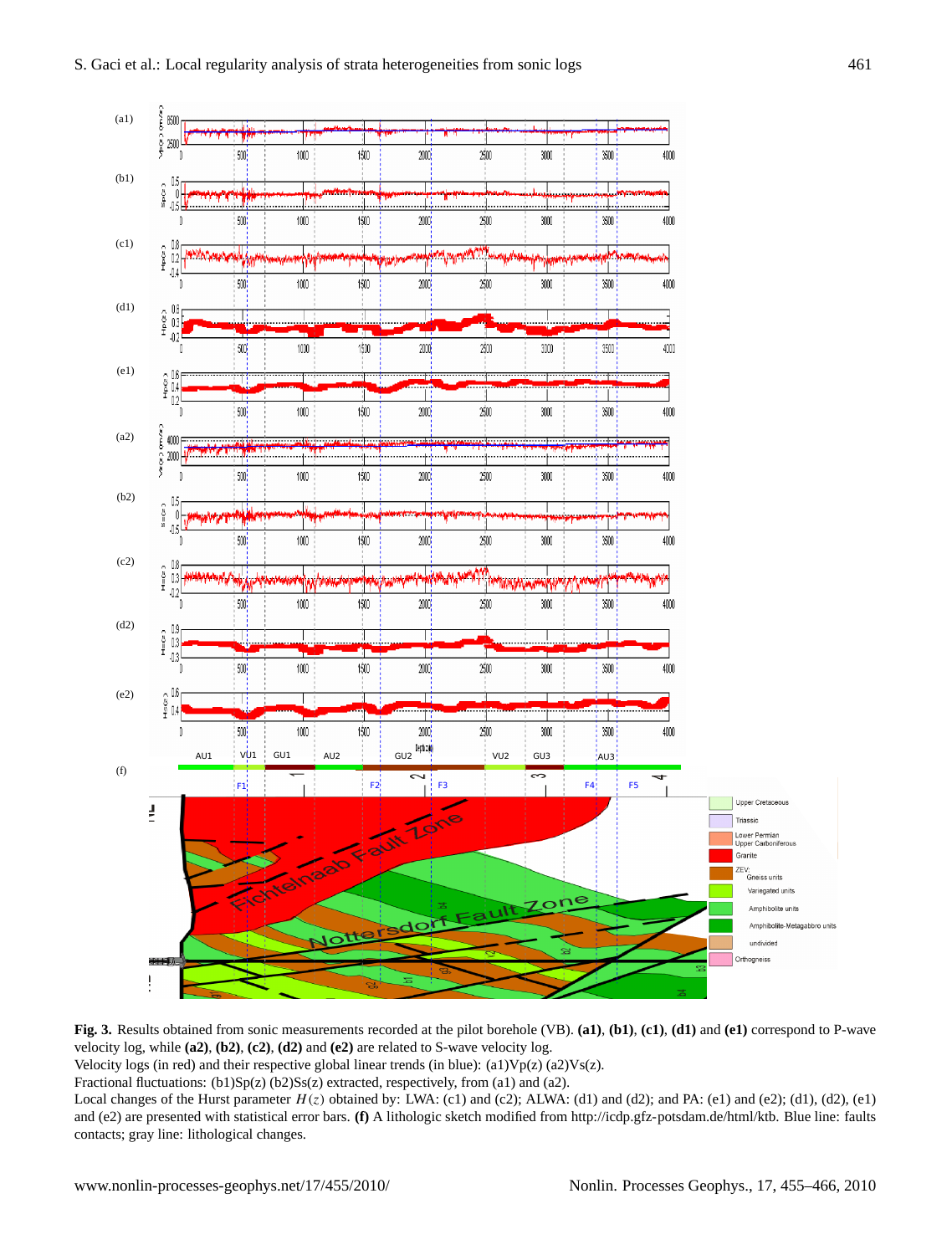**Fig. 3.** Results obtained from sonic measurements recorded at the pilot borehole (VB). **(a1)**, **(b1)**, **(c1)**, **(d1)** and **(e1)** correspond to P-wave velocity log, while **(a2)**, **(b2)**, **(c2)**, **(d2)** and **(e2)** are related to S-wave velocity log.
Velocity logs (in red) and their respective global linear trends (in blue): (a1)Vp(z) (a2)Vs(z).
Fractional fluctuations: (b1)Sp(z) (b2)Ss(z) extracted, respectively, from (a1) and (a2).
Local changes of the Hurst parameter $H(z)$ obtained by: LWA: (c1) and (c2); ALWA: (d1) and (d2); and PA: (e1) and (e2); (d1), (d2), (e1) and (e2) are presented with statistical error bars. **(f)** A lithologic sketch modified from http://icdp.gfz-potsdam.de/html/ktb. Blue line: faults contacts; gray line: lithological changes.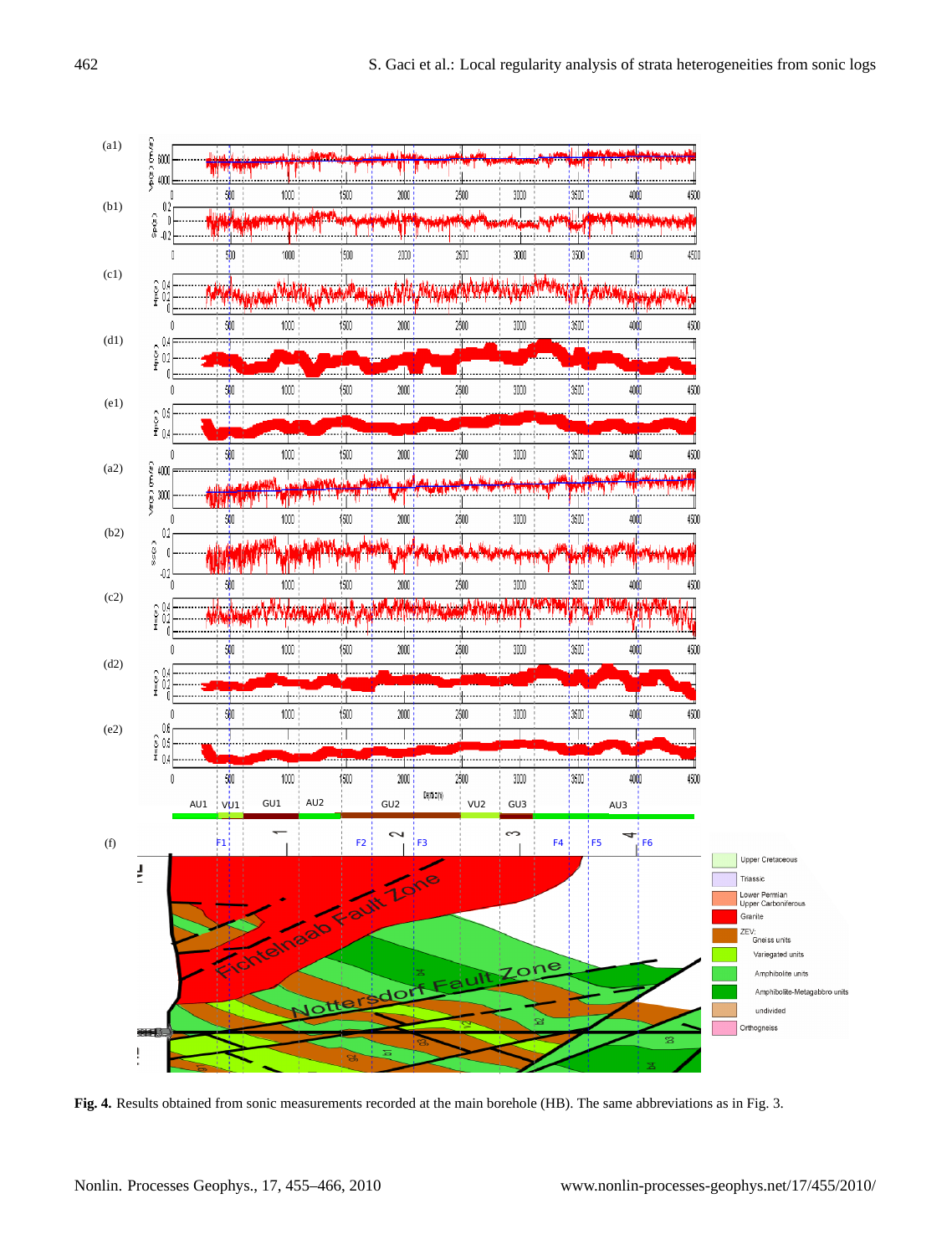**Fig. 4.** Results obtained from sonic measurements recorded at the main borehole (HB). The same abbreviations as in Fig. 3.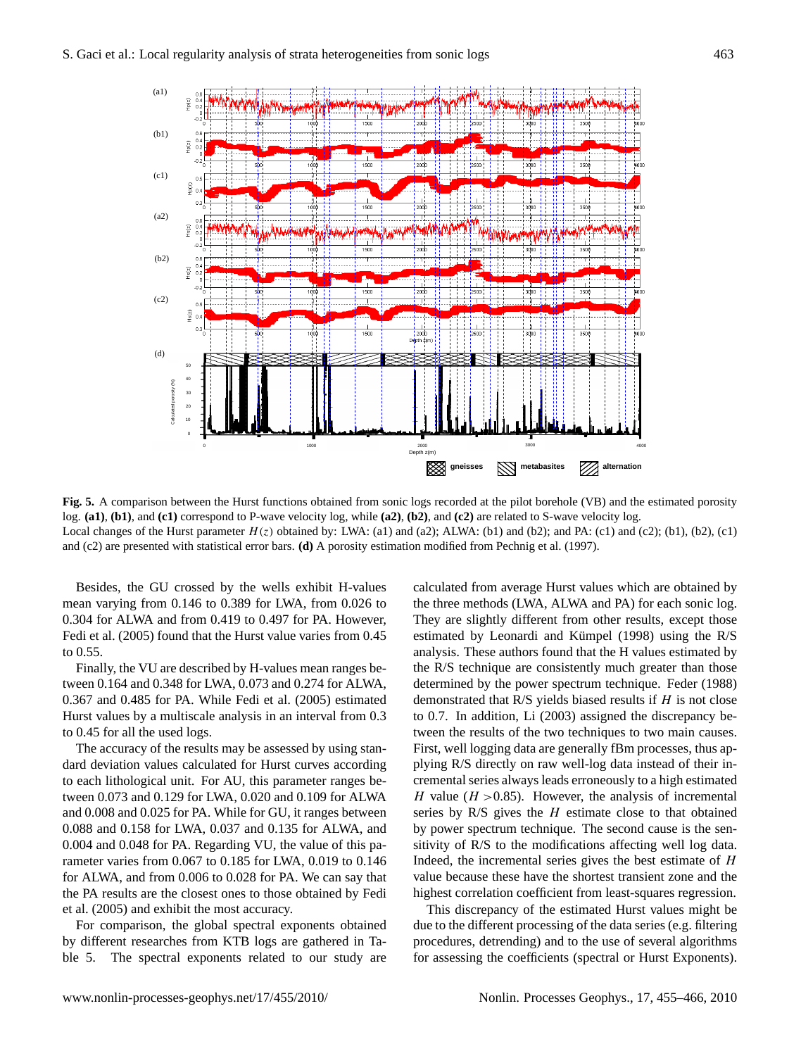**Fig. 5.** A comparison between the Hurst functions obtained from sonic logs recorded at the pilot borehole (VB) and the estimated porosity log. **(a1)**, **(b1)**, and **(c1)** correspond to P-wave velocity log, while **(a2)**, **(b2)**, and **(c2)** are related to S-wave velocity log. Local changes of the Hurst parameter $H(z)$ obtained by: LWA: (a1) and (a2); ALWA: (b1) and (b2); and PA: (c1) and (c2); (b1), (b2), (c1) and (c2) are presented with statistical error bars. **(d)** A porosity estimation modified from Pechnig et al. (1997).

Besides, the GU crossed by the wells exhibit H-values mean varying from 0.146 to 0.389 for LWA, from 0.026 to 0.304 for ALWA and from 0.419 to 0.497 for PA. However, Fedi et al. (2005) found that the Hurst value varies from 0.45 to 0.55.

Finally, the VU are described by H-values mean ranges between 0.164 and 0.348 for LWA, 0.073 and 0.274 for ALWA, 0.367 and 0.485 for PA. While Fedi et al. (2005) estimated Hurst values by a multiscale analysis in an interval from 0.3 to 0.45 for all the used logs.

The accuracy of the results may be assessed by using standard deviation values calculated for Hurst curves according to each lithological unit. For AU, this parameter ranges between 0.073 and 0.129 for LWA, 0.020 and 0.109 for ALWA and 0.008 and 0.025 for PA. While for GU, it ranges between 0.088 and 0.158 for LWA, 0.037 and 0.135 for ALWA, and 0.004 and 0.048 for PA. Regarding VU, the value of this parameter varies from 0.067 to 0.185 for LWA, 0.019 to 0.146 for ALWA, and from 0.006 to 0.028 for PA. We can say that the PA results are the closest ones to those obtained by Fedi et al. (2005) and exhibit the most accuracy.

For comparison, the global spectral exponents obtained by different researches from KTB logs are gathered in Table 5. The spectral exponents related to our study are calculated from average Hurst values which are obtained by the three methods (LWA, ALWA and PA) for each sonic log. They are slightly different from other results, except those estimated by Leonardi and Kümpel (1998) using the R/S analysis. These authors found that the H values estimated by the R/S technique are consistently much greater than those determined by the power spectrum technique. Feder (1988) demonstrated that R/S yields biased results if $H$ is not close to 0.7. In addition, Li (2003) assigned the discrepancy between the results of the two techniques to two main causes. First, well logging data are generally fBm processes, thus applying R/S directly on raw well-log data instead of their incremental series always leads erroneously to a high estimated $H$ value ($H > 0.85$). However, the analysis of incremental series by R/S gives the $H$ estimate close to that obtained by power spectrum technique. The second cause is the sensitivity of R/S to the modifications affecting well log data. Indeed, the incremental series gives the best estimate of $H$ value because these have the shortest transient zone and the highest correlation coefficient from least-squares regression.

This discrepancy of the estimated Hurst values might be due to the different processing of the data series (e.g. filtering procedures, detrending) and to the use of several algorithms for assessing the coefficients (spectral or Hurst Exponents).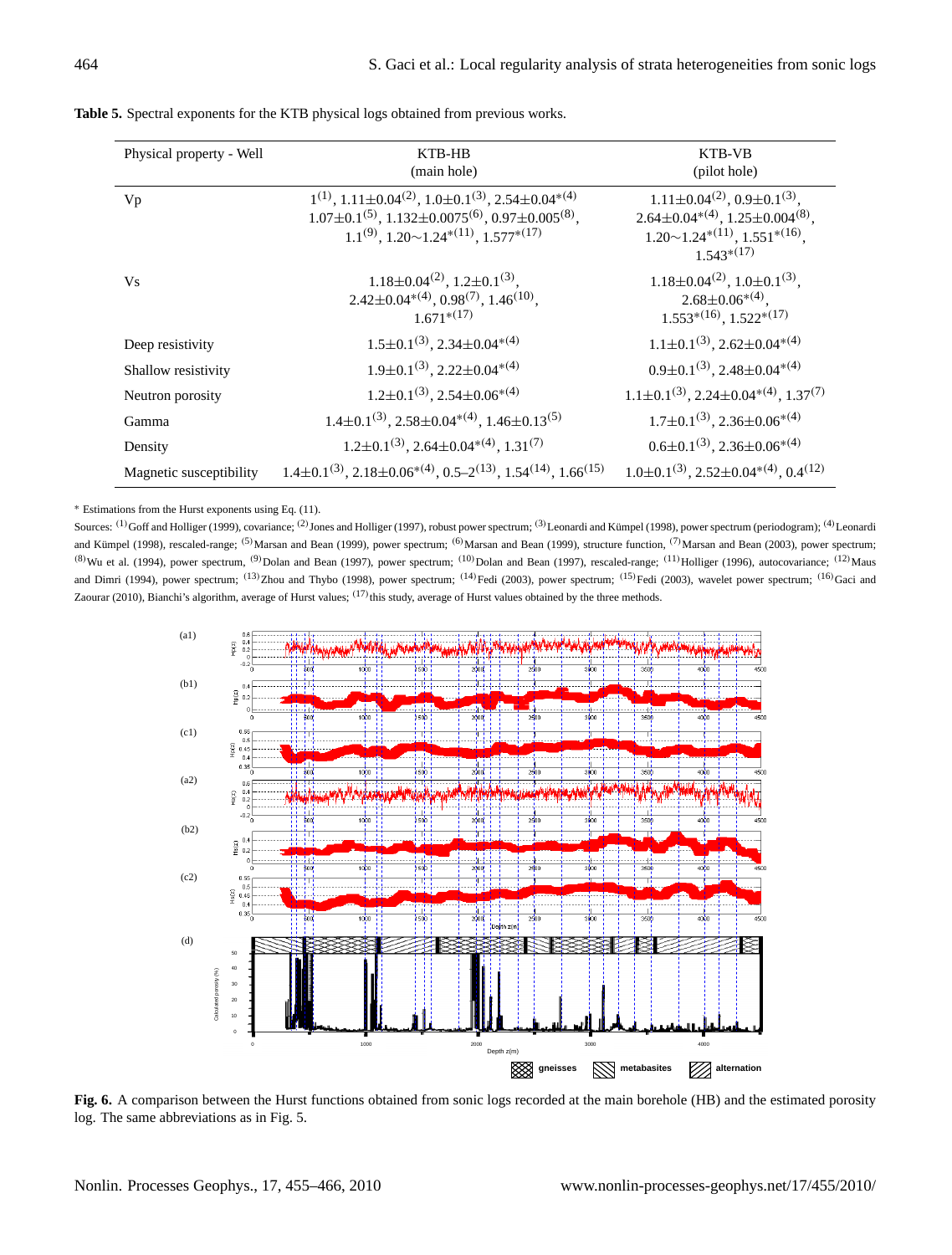**Table 5.** Spectral exponents for the KTB physical logs obtained from previous works.

| Physical property - Well | KTB-HB (main hole) | KTB-VB (pilot hole) |
|---|---|---|
| Vp | $1^{(1)}$, $1.11\pm0.04^{(2)}$, $1.0\pm0.1^{(3)}$, $2.54\pm0.04^{*(4)}$ $1.07\pm0.1^{(5)}$, $1.132\pm0.0075^{(6)}$, $0.97\pm0.005^{(8)}$, $1.1^{(9)}$, $1.20\sim1.24^{*(11)}$, $1.577^{*(17)}$ | $1.11\pm0.04^{(2)}$, $0.9\pm0.1^{(3)}$, $2.64\pm0.04^{*(4)}$, $1.25\pm0.004^{(8)}$, $1.20\sim1.24^{*(11)}$, $1.551^{*(16)}$, $1.543^{*(17)}$ |
| Vs | $1.18\pm0.04^{(2)}$, $1.2\pm0.1^{(3)}$, $2.42\pm0.04^{*(4)}$, $0.98^{(7)}$, $1.46^{(10)}$, $1.671^{*(17)}$ | $1.18\pm0.04^{(2)}$, $1.0\pm0.1^{(3)}$, $2.68\pm0.06^{*(4)}$, $1.553^{*(16)}$, $1.522^{*(17)}$ |
| Deep resistivity | $1.5\pm0.1^{(3)}$, $2.34\pm0.04^{*(4)}$ | $1.1\pm0.1^{(3)}$, $2.62\pm0.04^{*(4)}$ |
| Shallow resistivity | $1.9\pm0.1^{(3)}$, $2.22\pm0.04^{*(4)}$ | $0.9\pm0.1^{(3)}$, $2.48\pm0.04^{*(4)}$ |
| Neutron porosity | $1.2\pm0.1^{(3)}$, $2.54\pm0.06^{*(4)}$ | $1.1\pm0.1^{(3)}$, $2.24\pm0.04^{*(4)}$, $1.37^{(7)}$ |
| Gamma | $1.4\pm0.1^{(3)}$, $2.58\pm0.04^{*(4)}$, $1.46\pm0.13^{(5)}$ | $1.7\pm0.1^{(3)}$, $2.36\pm0.06^{*(4)}$ |
| Density | $1.2\pm0.1^{(3)}$, $2.64\pm0.04^{*(4)}$, $1.31^{(7)}$ | $0.6\pm0.1^{(3)}$, $2.36\pm0.06^{*(4)}$ |
| Magnetic susceptibility | $1.4\pm0.1^{(3)}$, $2.18\pm0.06^{*(4)}$, $0.5–2^{(13)}$, $1.54^{(14)}$, $1.66^{(15)}$ | $1.0\pm0.1^{(3)}$, $2.52\pm0.04^{*(4)}$, $0.4^{(12)}$ |

* Estimations from the Hurst exponents using Eq. (11).

Sources: (1) Goff and Holliger (1999), covariance; (2) Jones and Holliger (1997), robust power spectrum; (3) Leonardi and Kümpel (1998), power spectrum (periodogram); (4) Leonardi and Kümpel (1998), rescaled-range; (5) Marsan and Bean (1999), power spectrum; (6) Marsan and Bean (1999), structure function, (7) Marsan and Bean (2003), power spectrum; (8) Wu et al. (1994), power spectrum, (9) Dolan and Bean (1997), power spectrum; (10) Dolan and Bean (1997), rescaled-range; (11) Holliger (1996), autocovariance; (12) Maus and Dimri (1994), power spectrum; (13) Zhou and Thybo (1998), power spectrum; (14) Fedi (2003), power spectrum; (15) Fedi (2003), wavelet power spectrum; (16) Gaci and Zaourar (2010), Bianchi's algorithm, average of Hurst values; (17) this study, average of Hurst values obtained by the three methods.

**Fig. 6.** A comparison between the Hurst functions obtained from sonic logs recorded at the main borehole (HB) and the estimated porosity log. The same abbreviations as in Fig. 5.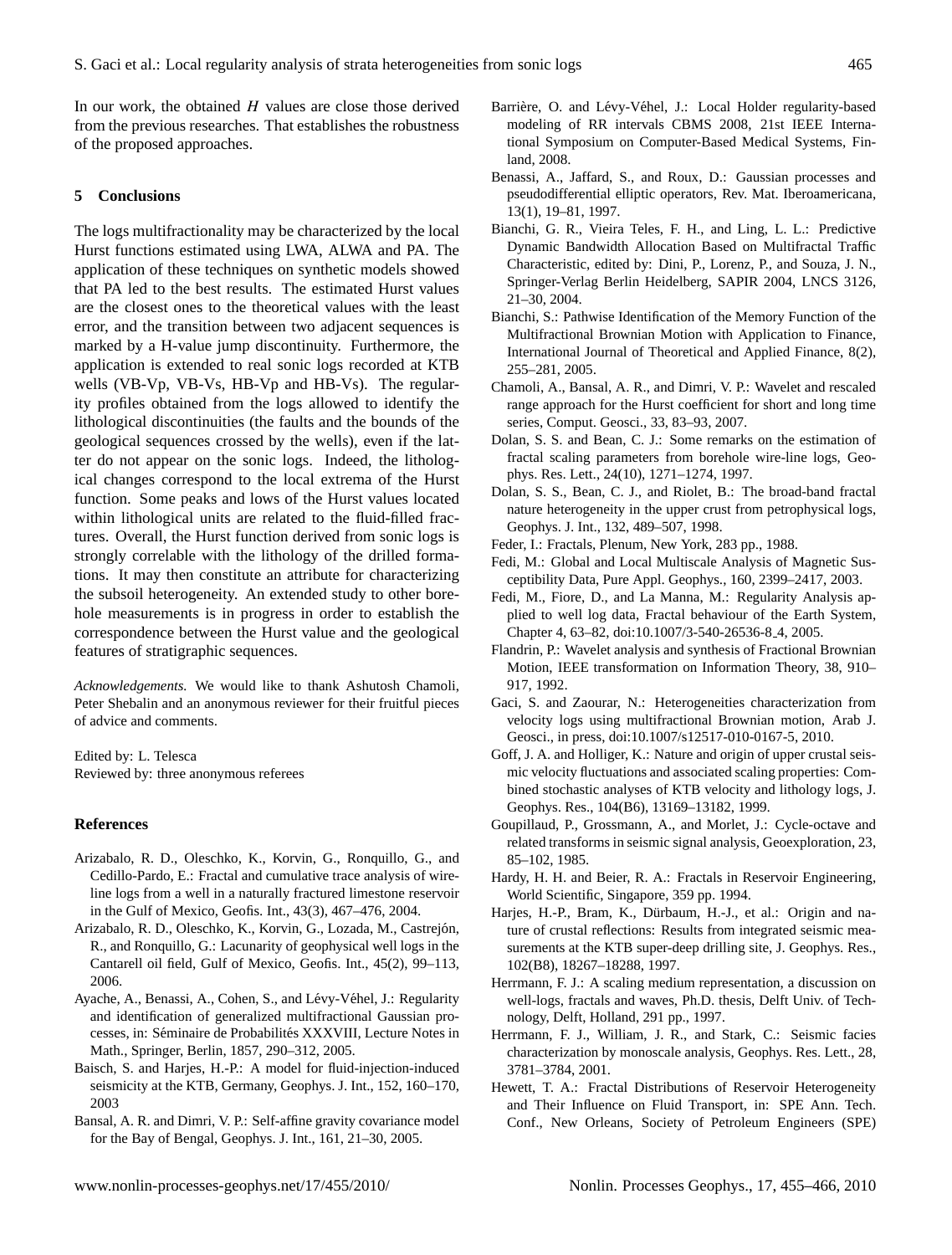In our work, the obtained $H$ values are close those derived from the previous researches. That establishes the robustness of the proposed approaches.

## 5 Conclusions

The logs multifractionality may be characterized by the local Hurst functions estimated using LWA, ALWA and PA. The application of these techniques on synthetic models showed that PA led to the best results. The estimated Hurst values are the closest ones to the theoretical values with the least error, and the transition between two adjacent sequences is marked by a H-value jump discontinuity. Furthermore, the application is extended to real sonic logs recorded at KTB wells (VB-Vp, VB-Vs, HB-Vp and HB-Vs). The regularity profiles obtained from the logs allowed to identify the lithological discontinuities (the faults and the bounds of the geological sequences crossed by the wells), even if the latter do not appear on the sonic logs. Indeed, the lithological changes correspond to the local extrema of the Hurst function. Some peaks and lows of the Hurst values located within lithological units are related to the fluid-filled fractures. Overall, the Hurst function derived from sonic logs is strongly correlable with the lithology of the drilled formations. It may then constitute an attribute for characterizing the subsoil heterogeneity. An extended study to other borehole measurements is in progress in order to establish the correspondence between the Hurst value and the geological features of stratigraphic sequences.

*Acknowledgements.* We would like to thank Ashutosh Chamoli, Peter Shebalin and an anonymous reviewer for their fruitful pieces of advice and comments.

Edited by: L. Telesca
Reviewed by: three anonymous referees

## References

Arizabalo, R. D., Oleschko, K., Korvin, G., Ronquillo, G., and Cedillo-Pardo, E.: Fractal and cumulative trace analysis of wire-line logs from a well in a naturally fractured limestone reservoir in the Gulf of Mexico, Geofis. Int., 43(3), 467–476, 2004.

Arizabalo, R. D., Oleschko, K., Korvin, G., Lozada, M., Castrejón, R., and Ronquillo, G.: Lacunarity of geophysical well logs in the Cantarell oil field, Gulf of Mexico, Geofis. Int., 45(2), 99–113, 2006.

Ayache, A., Benassi, A., Cohen, S., and Lévy-Véhel, J.: Regularity and identification of generalized multifractional Gaussian processes, in: Séminaire de Probabilités XXXVIII, Lecture Notes in Math., Springer, Berlin, 1857, 290–312, 2005.

Baisch, S. and Harjes, H.-P.: A model for fluid-injection-induced seismicity at the KTB, Germany, Geophys. J. Int., 152, 160–170, 2003

Bansal, A. R. and Dimri, V. P.: Self-affine gravity covariance model for the Bay of Bengal, Geophys. J. Int., 161, 21–30, 2005.

Barrière, O. and Lévy-Véhel, J.: Local Holder regularity-based modeling of RR intervals CBMS 2008, 21st IEEE International Symposium on Computer-Based Medical Systems, Finland, 2008.

Benassi, A., Jaffard, S., and Roux, D.: Gaussian processes and pseudodifferential elliptic operators, Rev. Mat. Iberoamericana, 13(1), 19–81, 1997.

Bianchi, G. R., Vieira Teles, F. H., and Ling, L. L.: Predictive Dynamic Bandwidth Allocation Based on Multifractal Traffic Characteristic, edited by: Dini, P., Lorenz, P., and Souza, J. N., Springer-Verlag Berlin Heidelberg, SAPIR 2004, LNCS 3126, 21–30, 2004.

Bianchi, S.: Pathwise Identification of the Memory Function of the Multifractional Brownian Motion with Application to Finance, International Journal of Theoretical and Applied Finance, 8(2), 255–281, 2005.

Chamoli, A., Bansal, A. R., and Dimri, V. P.: Wavelet and rescaled range approach for the Hurst coefficient for short and long time series, Comput. Geosci., 33, 83–93, 2007.

Dolan, S. S. and Bean, C. J.: Some remarks on the estimation of fractal scaling parameters from borehole wire-line logs, Geophys. Res. Lett., 24(10), 1271–1274, 1997.

Dolan, S. S., Bean, C. J., and Riolet, B.: The broad-band fractal nature heterogeneity in the upper crust from petrophysical logs, Geophys. J. Int., 132, 489–507, 1998.

Feder, I.: Fractals, Plenum, New York, 283 pp., 1988.

Fedi, M.: Global and Local Multiscale Analysis of Magnetic Susceptibility Data, Pure Appl. Geophys., 160, 2399–2417, 2003.

Fedi, M., Fiore, D., and La Manna, M.: Regularity Analysis applied to well log data, Fractal behaviour of the Earth System, Chapter 4, 63–82, doi:10.1007/3-540-26536-8_4, 2005.

Flandrin, P.: Wavelet analysis and synthesis of Fractional Brownian Motion, IEEE transformation on Information Theory, 38, 910–917, 1992.

Gaci, S. and Zaourar, N.: Heterogeneities characterization from velocity logs using multifractional Brownian motion, Arab J. Geosci., in press, doi:10.1007/s12517-010-0167-5, 2010.

Goff, J. A. and Holliger, K.: Nature and origin of upper crustal seismic velocity fluctuations and associated scaling properties: Combined stochastic analyses of KTB velocity and lithology logs, J. Geophys. Res., 104(B6), 13169–13182, 1999.

Goupillaud, P., Grossmann, A., and Morlet, J.: Cycle-octave and related transforms in seismic signal analysis, Geoexploration, 23, 85–102, 1985.

Hardy, H. H. and Beier, R. A.: Fractals in Reservoir Engineering, World Scientific, Singapore, 359 pp. 1994.

Harjes, H.-P., Bram, K., Dürbaum, H.-J., et al.: Origin and nature of crustal reflections: Results from integrated seismic measurements at the KTB super-deep drilling site, J. Geophys. Res., 102(B8), 18267–18288, 1997.

Herrmann, F. J.: A scaling medium representation, a discussion on well-logs, fractals and waves, Ph.D. thesis, Delft Univ. of Technology, Delft, Holland, 291 pp., 1997.

Herrmann, F. J., William, J. R., and Stark, C.: Seismic facies characterization by monoscale analysis, Geophys. Res. Lett., 28, 3781–3784, 2001.

Hewett, T. A.: Fractal Distributions of Reservoir Heterogeneity and Their Influence on Fluid Transport, in: SPE Ann. Tech. Conf., New Orleans, Society of Petroleum Engineers (SPE)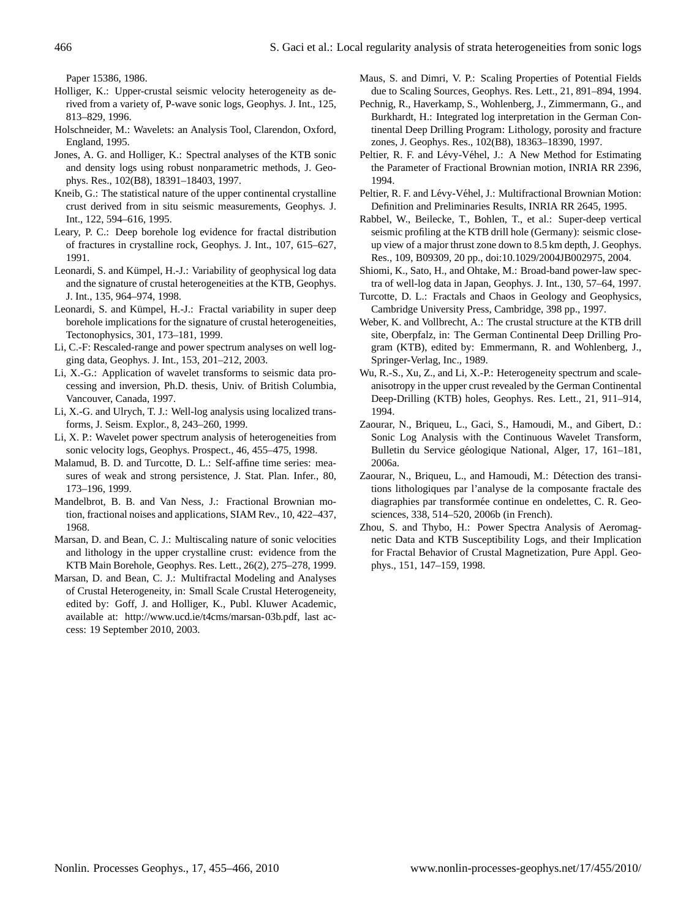Paper 15386, 1986.

Holliger, K.: Upper-crustal seismic velocity heterogeneity as derived from a variety of, P-wave sonic logs, Geophys. J. Int., 125, 813–829, 1996.

Holschneider, M.: Wavelets: an Analysis Tool, Clarendon, Oxford, England, 1995.

Jones, A. G. and Holliger, K.: Spectral analyses of the KTB sonic and density logs using robust nonparametric methods, J. Geophys. Res., 102(B8), 18391–18403, 1997.

Kneib, G.: The statistical nature of the upper continental crystalline crust derived from in situ seismic measurements, Geophys. J. Int., 122, 594–616, 1995.

Leary, P. C.: Deep borehole log evidence for fractal distribution of fractures in crystalline rock, Geophys. J. Int., 107, 615–627, 1991.

Leonardi, S. and Kümpel, H.-J.: Variability of geophysical log data and the signature of crustal heterogeneities at the KTB, Geophys. J. Int., 135, 964–974, 1998.

Leonardi, S. and Kümpel, H.-J.: Fractal variability in super deep borehole implications for the signature of crustal heterogeneities, Tectonophysics, 301, 173–181, 1999.

Li, C.-F: Rescaled-range and power spectrum analyses on well logging data, Geophys. J. Int., 153, 201–212, 2003.

Li, X.-G.: Application of wavelet transforms to seismic data processing and inversion, Ph.D. thesis, Univ. of British Columbia, Vancouver, Canada, 1997.

Li, X.-G. and Ulrych, T. J.: Well-log analysis using localized transforms, J. Seism. Explor., 8, 243–260, 1999.

Li, X. P.: Wavelet power spectrum analysis of heterogeneities from sonic velocity logs, Geophys. Prospect., 46, 455–475, 1998.

Malamud, B. D. and Turcotte, D. L.: Self-affine time series: measures of weak and strong persistence, J. Stat. Plan. Infer., 80, 173–196, 1999.

Mandelbrot, B. B. and Van Ness, J.: Fractional Brownian motion, fractional noises and applications, SIAM Rev., 10, 422–437, 1968.

Marsan, D. and Bean, C. J.: Multiscaling nature of sonic velocities and lithology in the upper crystalline crust: evidence from the KTB Main Borehole, Geophys. Res. Lett., 26(2), 275–278, 1999.

Marsan, D. and Bean, C. J.: Multifractal Modeling and Analyses of Crustal Heterogeneity, in: Small Scale Crustal Heterogeneity, edited by: Goff, J. and Holliger, K., Publ. Kluwer Academic, available at: http://www.ucd.ie/t4cms/marsan-03b.pdf, last access: 19 September 2010, 2003.

Maus, S. and Dimri, V. P.: Scaling Properties of Potential Fields due to Scaling Sources, Geophys. Res. Lett., 21, 891–894, 1994.

Pechnig, R., Haverkamp, S., Wohlenberg, J., Zimmermann, G., and Burkhardt, H.: Integrated log interpretation in the German Continental Deep Drilling Program: Lithology, porosity and fracture zones, J. Geophys. Res., 102(B8), 18363–18390, 1997.

Peltier, R. F. and Lévy-Véhel, J.: A New Method for Estimating the Parameter of Fractional Brownian motion, INRIA RR 2396, 1994.

Peltier, R. F. and Lévy-Véhel, J.: Multifractional Brownian Motion: Definition and Preliminaries Results, INRIA RR 2645, 1995.

Rabbel, W., Beilecke, T., Bohlen, T., et al.: Super-deep vertical seismic profiling at the KTB drill hole (Germany): seismic close-up view of a major thrust zone down to 8.5 km depth, J. Geophys. Res., 109, B09309, 20 pp., doi:10.1029/2004JB002975, 2004.

Shiomi, K., Sato, H., and Ohtake, M.: Broad-band power-law spectra of well-log data in Japan, Geophys. J. Int., 130, 57–64, 1997.

Turcotte, D. L.: Fractals and Chaos in Geology and Geophysics, Cambridge University Press, Cambridge, 398 pp., 1997.

Weber, K. and Vollbrecht, A.: The crustal structure at the KTB drill site, Oberpfalz, in: The German Continental Deep Drilling Program (KTB), edited by: Emmermann, R. and Wohlenberg, J., Springer-Verlag, Inc., 1989.

Wu, R.-S., Xu, Z., and Li, X.-P.: Heterogeneity spectrum and scale-anisotropy in the upper crust revealed by the German Continental Deep-Drilling (KTB) holes, Geophys. Res. Lett., 21, 911–914, 1994.

Zaourar, N., Briqueu, L., Gaci, S., Hamoudi, M., and Gibert, D.: Sonic Log Analysis with the Continuous Wavelet Transform, Bulletin du Service géologique National, Alger, 17, 161–181, 2006a.

Zaourar, N., Briqueu, L., and Hamoudi, M.: Détection des transitions lithologiques par l'analyse de la composante fractale des diagraphies par transformée continue en ondelettes, C. R. Geosciences, 338, 514–520, 2006b (in French).

Zhou, S. and Thybo, H.: Power Spectra Analysis of Aeromagnetic Data and KTB Susceptibility Logs, and their Implication for Fractal Behavior of Crustal Magnetization, Pure Appl. Geophys., 151, 147–159, 1998.